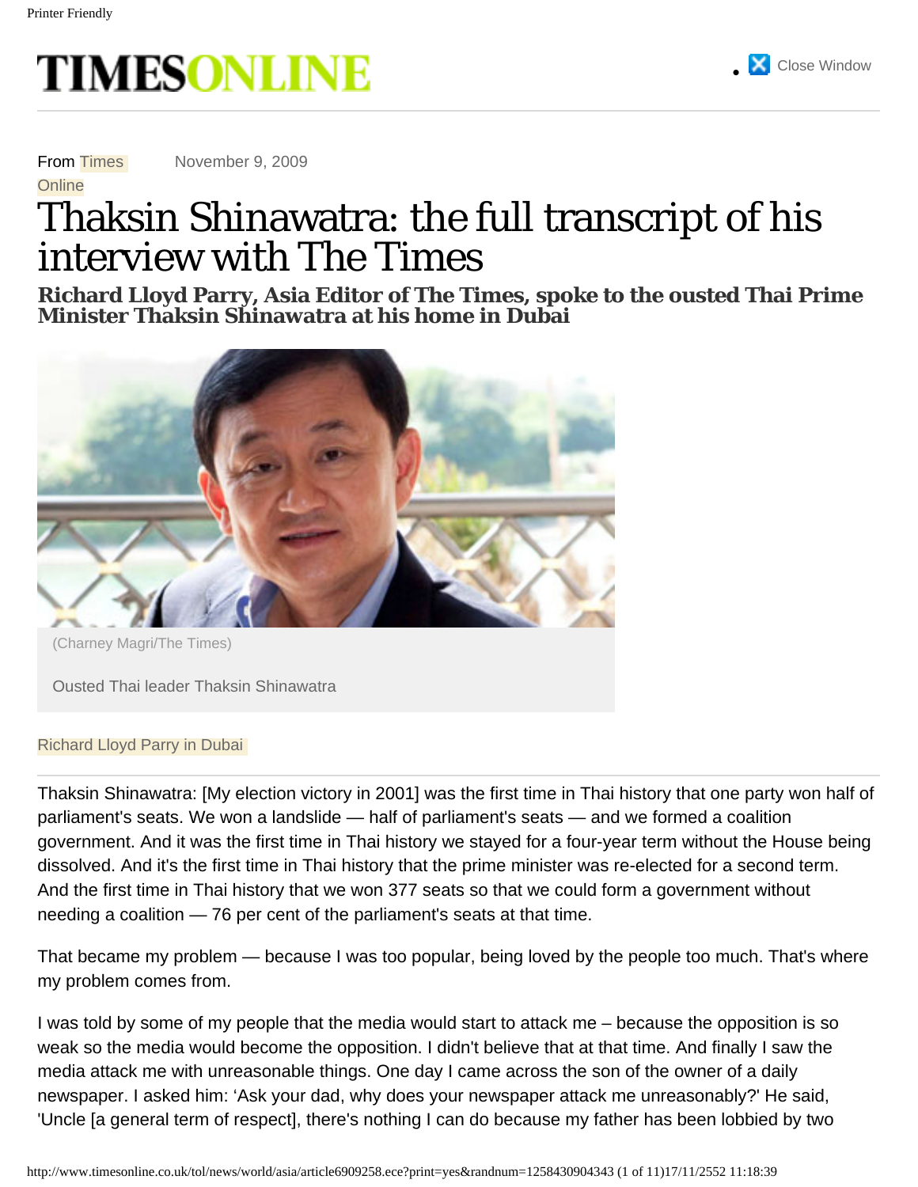From Times Online

November 9, 2009

# Thaksin Shinawatra: the full transcript of his interview with The Times

## Richard Lloyd Parry, Asia Editor of The Times, spoke to the ousted Thai Prime Minister Thaksin Shinawatra at his home in Dubai

(Charney Magri/The Times)

Ousted Thai leader Thaksin Shinawatra

Richard Lloyd Parry in Dubai

Thaksin Shinawatra: [My election victory in 2001] was the first time in Thai history that one party won half of parliament's seats. We won a landslide — half of parliament's seats — and we formed a coalition government. And it was the first time in Thai history we stayed for a four-year term without the House being dissolved. And it's the first time in Thai history that the prime minister was re-elected for a second term. And the first time in Thai history that we won 377 seats so that we could form a government without needing a coalition — 76 per cent of the parliament's seats at that time.

That became my problem — because I was too popular, being loved by the people too much. That's where my problem comes from.

I was told by some of my people that the media would start to attack me – because the opposition is so weak so the media would become the opposition. I didn't believe that at that time. And finally I saw the media attack me with unreasonable things. One day I came across the son of the owner of a daily newspaper. I asked him: 'Ask your dad, why does your newspaper attack me unreasonably?' He said, 'Uncle [a general term of respect], there's nothing I can do because my father has been lobbied by two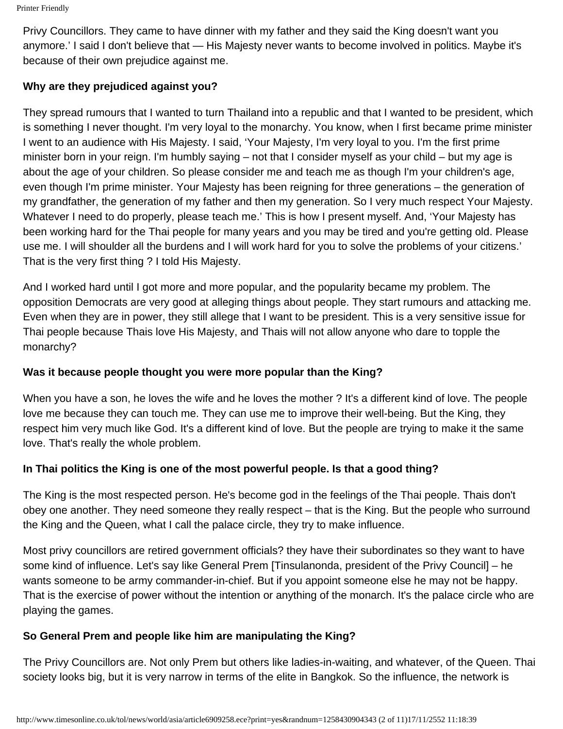Privy Councillors. They came to have dinner with my father and they said the King doesn't want you anymore.' I said I don't believe that — His Majesty never wants to become involved in politics. Maybe it's because of their own prejudice against me.

**Why are they prejudiced against you?**

They spread rumours that I wanted to turn Thailand into a republic and that I wanted to be president, which is something I never thought. I'm very loyal to the monarchy. You know, when I first became prime minister I went to an audience with His Majesty. I said, 'Your Majesty, I'm very loyal to you. I'm the first prime minister born in your reign. I'm humbly saying – not that I consider myself as your child – but my age is about the age of your children. So please consider me and teach me as though I'm your children's age, even though I'm prime minister. Your Majesty has been reigning for three generations – the generation of my grandfather, the generation of my father and then my generation. So I very much respect Your Majesty. Whatever I need to do properly, please teach me.' This is how I present myself. And, 'Your Majesty has been working hard for the Thai people for many years and you may be tired and you're getting old. Please use me. I will shoulder all the burdens and I will work hard for you to solve the problems of your citizens.' That is the very first thing ? I told His Majesty.

And I worked hard until I got more and more popular, and the popularity became my problem. The opposition Democrats are very good at alleging things about people. They start rumours and attacking me. Even when they are in power, they still allege that I want to be president. This is a very sensitive issue for Thai people because Thais love His Majesty, and Thais will not allow anyone who dare to topple the monarchy?

**Was it because people thought you were more popular than the King?**

When you have a son, he loves the wife and he loves the mother ? It's a different kind of love. The people love me because they can touch me. They can use me to improve their well-being. But the King, they respect him very much like God. It's a different kind of love. But the people are trying to make it the same love. That's really the whole problem.

**In Thai politics the King is one of the most powerful people. Is that a good thing?**

The King is the most respected person. He's become god in the feelings of the Thai people. Thais don't obey one another. They need someone they really respect – that is the King. But the people who surround the King and the Queen, what I call the palace circle, they try to make influence.

Most privy councillors are retired government officials? they have their subordinates so they want to have some kind of influence. Let's say like General Prem [Tinsulanonda, president of the Privy Council] – he wants someone to be army commander-in-chief. But if you appoint someone else he may not be happy. That is the exercise of power without the intention or anything of the monarch. It's the palace circle who are playing the games.

**So General Prem and people like him are manipulating the King?**

The Privy Councillors are. Not only Prem but others like ladies-in-waiting, and whatever, of the Queen. Thai society looks big, but it is very narrow in terms of the elite in Bangkok. So the influence, the network is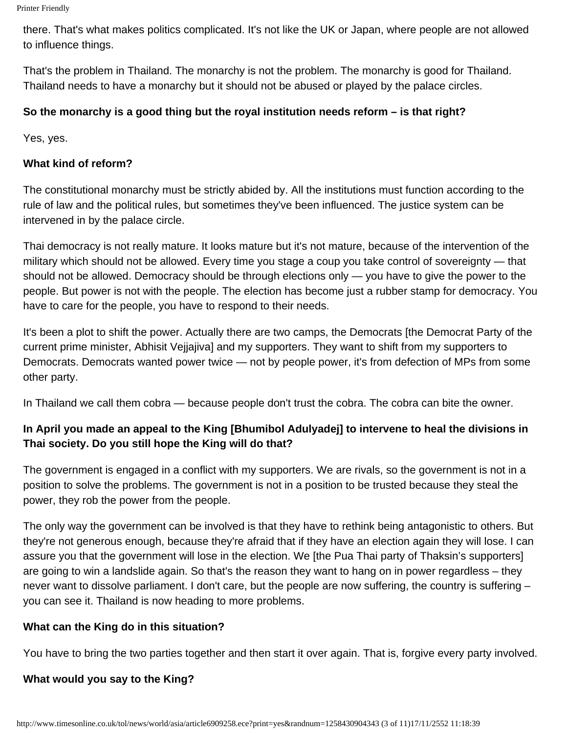there. That's what makes politics complicated. It's not like the UK or Japan, where people are not allowed to influence things.

That's the problem in Thailand. The monarchy is not the problem. The monarchy is good for Thailand. Thailand needs to have a monarchy but it should not be abused or played by the palace circles.

**So the monarchy is a good thing but the royal institution needs reform – is that right?**

Yes, yes.

**What kind of reform?**

The constitutional monarchy must be strictly abided by. All the institutions must function according to the rule of law and the political rules, but sometimes they've been influenced. The justice system can be intervened in by the palace circle.

Thai democracy is not really mature. It looks mature but it's not mature, because of the intervention of the military which should not be allowed. Every time you stage a coup you take control of sovereignty — that should not be allowed. Democracy should be through elections only — you have to give the power to the people. But power is not with the people. The election has become just a rubber stamp for democracy. You have to care for the people, you have to respond to their needs.

It's been a plot to shift the power. Actually there are two camps, the Democrats [the Democrat Party of the current prime minister, Abhisit Vejjajiva] and my supporters. They want to shift from my supporters to Democrats. Democrats wanted power twice — not by people power, it's from defection of MPs from some other party.

In Thailand we call them cobra — because people don't trust the cobra. The cobra can bite the owner.

**In April you made an appeal to the King [Bhumibol Adulyadej] to intervene to heal the divisions in Thai society. Do you still hope the King will do that?**

The government is engaged in a conflict with my supporters. We are rivals, so the government is not in a position to solve the problems. The government is not in a position to be trusted because they steal the power, they rob the power from the people.

The only way the government can be involved is that they have to rethink being antagonistic to others. But they're not generous enough, because they're afraid that if they have an election again they will lose. I can assure you that the government will lose in the election. We [the Pua Thai party of Thaksin's supporters] are going to win a landslide again. So that's the reason they want to hang on in power regardless – they never want to dissolve parliament. I don't care, but the people are now suffering, the country is suffering – you can see it. Thailand is now heading to more problems.

**What can the King do in this situation?**

You have to bring the two parties together and then start it over again. That is, forgive every party involved.

**What would you say to the King?**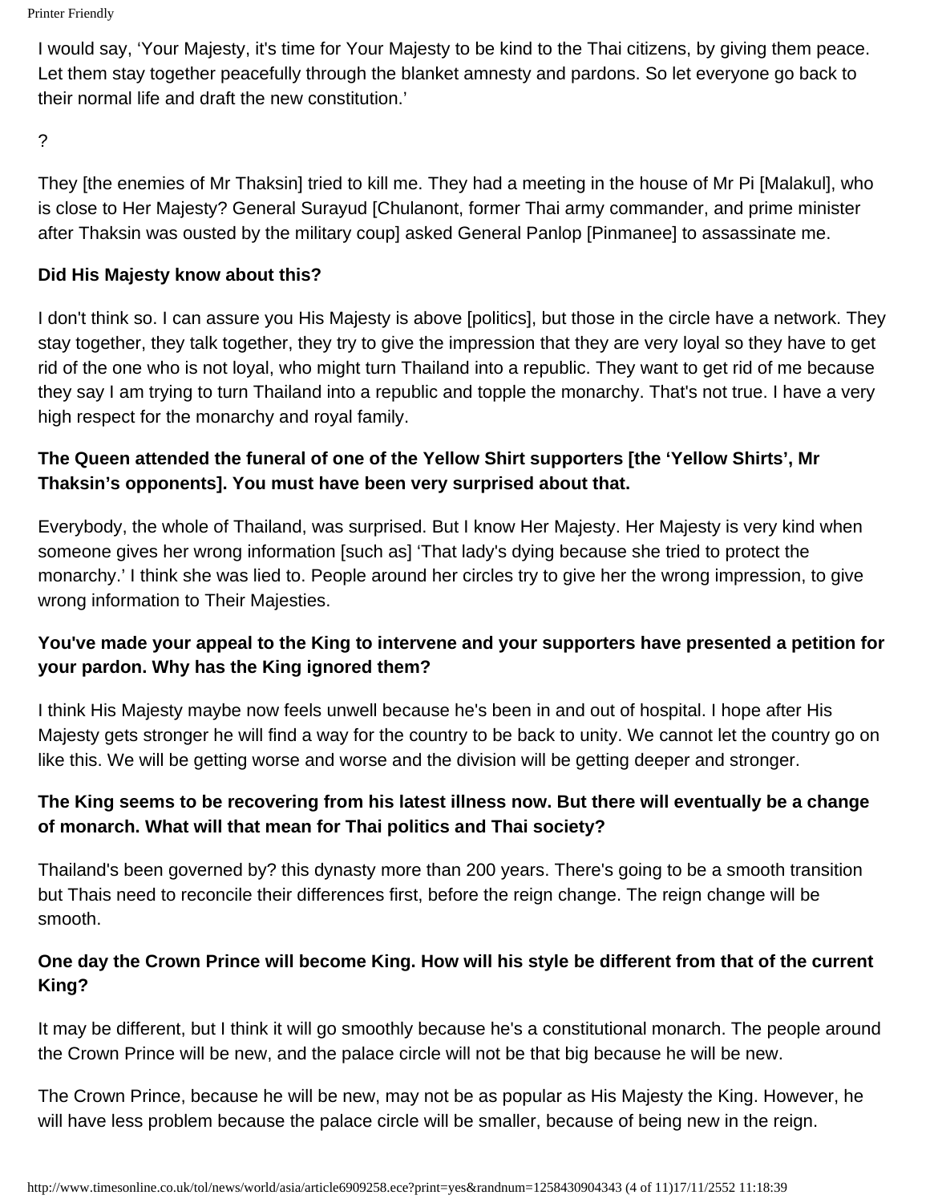I would say, 'Your Majesty, it's time for Your Majesty to be kind to the Thai citizens, by giving them peace. Let them stay together peacefully through the blanket amnesty and pardons. So let everyone go back to their normal life and draft the new constitution.'

?

They [the enemies of Mr Thaksin] tried to kill me. They had a meeting in the house of Mr Pi [Malakul], who is close to Her Majesty? General Surayud [Chulanont, former Thai army commander, and prime minister after Thaksin was ousted by the military coup] asked General Panlop [Pinmanee] to assassinate me.

**Did His Majesty know about this?**

I don't think so. I can assure you His Majesty is above [politics], but those in the circle have a network. They stay together, they talk together, they try to give the impression that they are very loyal so they have to get rid of the one who is not loyal, who might turn Thailand into a republic. They want to get rid of me because they say I am trying to turn Thailand into a republic and topple the monarchy. That's not true. I have a very high respect for the monarchy and royal family.

**The Queen attended the funeral of one of the Yellow Shirt supporters [the 'Yellow Shirts', Mr Thaksin's opponents]. You must have been very surprised about that.**

Everybody, the whole of Thailand, was surprised. But I know Her Majesty. Her Majesty is very kind when someone gives her wrong information [such as] 'That lady's dying because she tried to protect the monarchy.' I think she was lied to. People around her circles try to give her the wrong impression, to give wrong information to Their Majesties.

**You've made your appeal to the King to intervene and your supporters have presented a petition for your pardon. Why has the King ignored them?**

I think His Majesty maybe now feels unwell because he's been in and out of hospital. I hope after His Majesty gets stronger he will find a way for the country to be back to unity. We cannot let the country go on like this. We will be getting worse and worse and the division will be getting deeper and stronger.

**The King seems to be recovering from his latest illness now. But there will eventually be a change of monarch. What will that mean for Thai politics and Thai society?**

Thailand's been governed by? this dynasty more than 200 years. There's going to be a smooth transition but Thais need to reconcile their differences first, before the reign change. The reign change will be smooth.

**One day the Crown Prince will become King. How will his style be different from that of the current King?**

It may be different, but I think it will go smoothly because he's a constitutional monarch. The people around the Crown Prince will be new, and the palace circle will not be that big because he will be new.

The Crown Prince, because he will be new, may not be as popular as His Majesty the King. However, he will have less problem because the palace circle will be smaller, because of being new in the reign.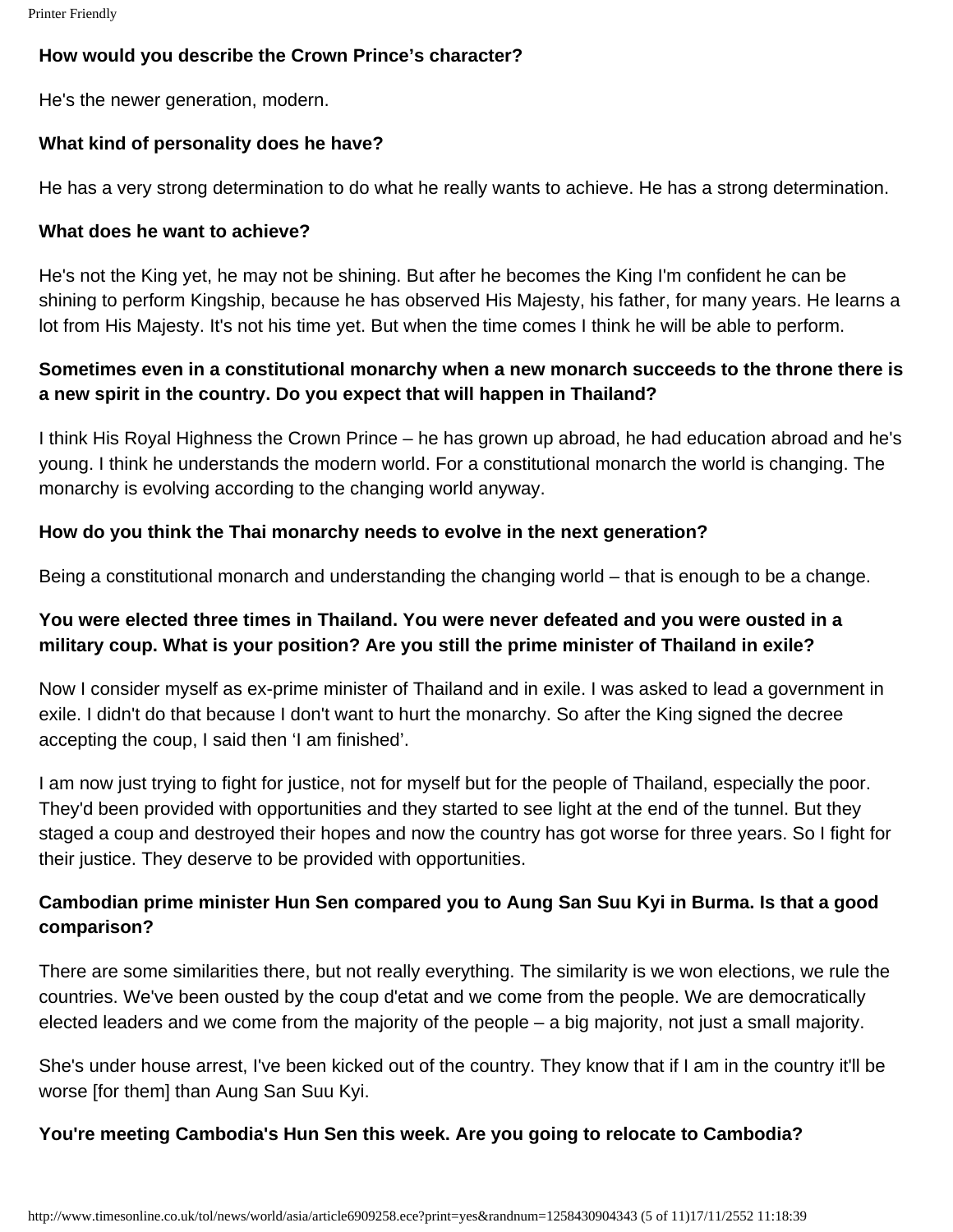**How would you describe the Crown Prince's character?**

He's the newer generation, modern.

**What kind of personality does he have?**

He has a very strong determination to do what he really wants to achieve. He has a strong determination.

**What does he want to achieve?**

He's not the King yet, he may not be shining. But after he becomes the King I'm confident he can be shining to perform Kingship, because he has observed His Majesty, his father, for many years. He learns a lot from His Majesty. It's not his time yet. But when the time comes I think he will be able to perform.

**Sometimes even in a constitutional monarchy when a new monarch succeeds to the throne there is a new spirit in the country. Do you expect that will happen in Thailand?**

I think His Royal Highness the Crown Prince – he has grown up abroad, he had education abroad and he's young. I think he understands the modern world. For a constitutional monarch the world is changing. The monarchy is evolving according to the changing world anyway.

**How do you think the Thai monarchy needs to evolve in the next generation?**

Being a constitutional monarch and understanding the changing world – that is enough to be a change.

**You were elected three times in Thailand. You were never defeated and you were ousted in a military coup. What is your position? Are you still the prime minister of Thailand in exile?**

Now I consider myself as ex-prime minister of Thailand and in exile. I was asked to lead a government in exile. I didn't do that because I don't want to hurt the monarchy. So after the King signed the decree accepting the coup, I said then 'I am finished'.

I am now just trying to fight for justice, not for myself but for the people of Thailand, especially the poor. They'd been provided with opportunities and they started to see light at the end of the tunnel. But they staged a coup and destroyed their hopes and now the country has got worse for three years. So I fight for their justice. They deserve to be provided with opportunities.

**Cambodian prime minister Hun Sen compared you to Aung San Suu Kyi in Burma. Is that a good comparison?**

There are some similarities there, but not really everything. The similarity is we won elections, we rule the countries. We've been ousted by the coup d'etat and we come from the people. We are democratically elected leaders and we come from the majority of the people – a big majority, not just a small majority.

She's under house arrest, I've been kicked out of the country. They know that if I am in the country it'll be worse [for them] than Aung San Suu Kyi.

**You're meeting Cambodia's Hun Sen this week. Are you going to relocate to Cambodia?**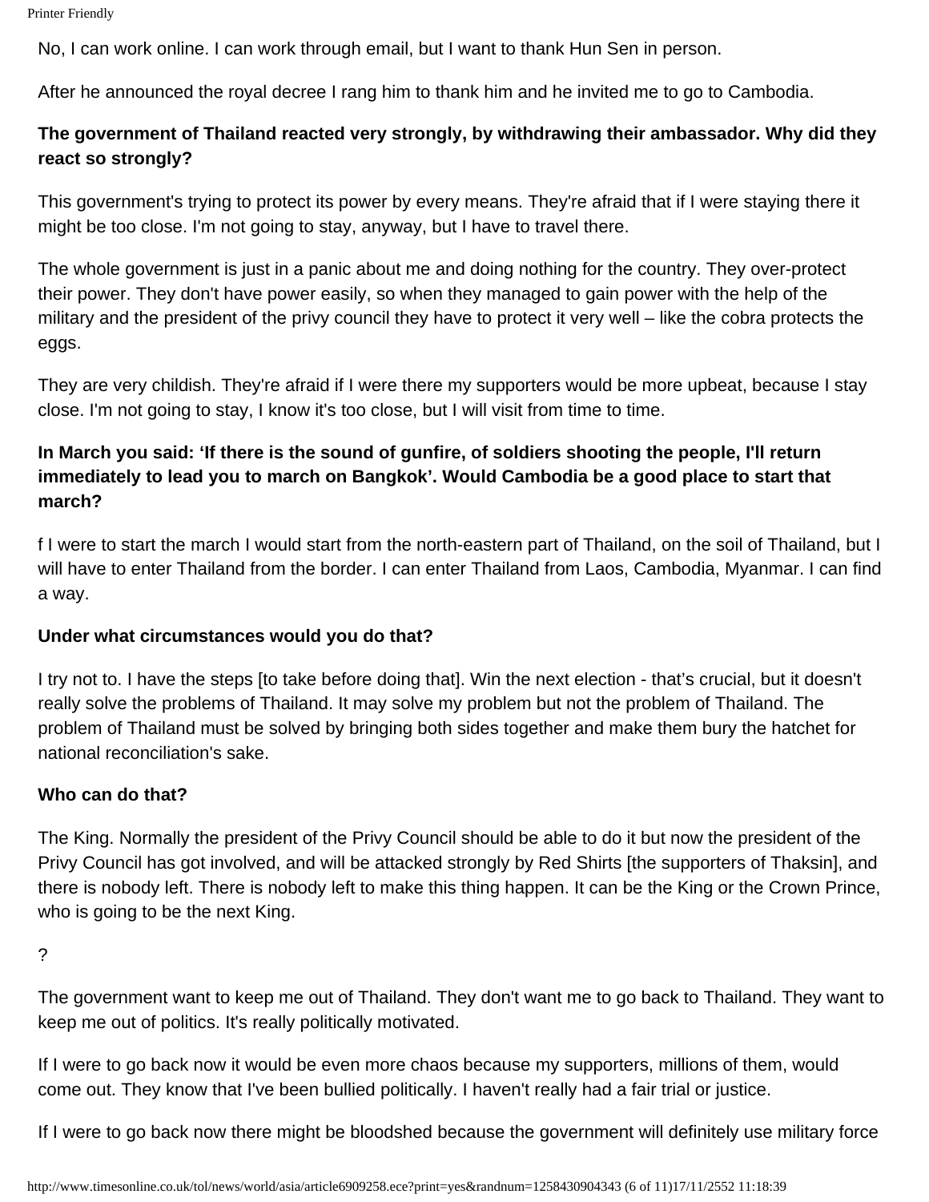No, I can work online. I can work through email, but I want to thank Hun Sen in person.

After he announced the royal decree I rang him to thank him and he invited me to go to Cambodia.

**The government of Thailand reacted very strongly, by withdrawing their ambassador. Why did they react so strongly?**

This government's trying to protect its power by every means. They're afraid that if I were staying there it might be too close. I'm not going to stay, anyway, but I have to travel there.

The whole government is just in a panic about me and doing nothing for the country. They over-protect their power. They don't have power easily, so when they managed to gain power with the help of the military and the president of the privy council they have to protect it very well – like the cobra protects the eggs.

They are very childish. They're afraid if I were there my supporters would be more upbeat, because I stay close. I'm not going to stay, I know it's too close, but I will visit from time to time.

**In March you said: 'If there is the sound of gunfire, of soldiers shooting the people, I'll return immediately to lead you to march on Bangkok'. Would Cambodia be a good place to start that march?**

f I were to start the march I would start from the north-eastern part of Thailand, on the soil of Thailand, but I will have to enter Thailand from the border. I can enter Thailand from Laos, Cambodia, Myanmar. I can find a way.

**Under what circumstances would you do that?**

I try not to. I have the steps [to take before doing that]. Win the next election - that's crucial, but it doesn't really solve the problems of Thailand. It may solve my problem but not the problem of Thailand. The problem of Thailand must be solved by bringing both sides together and make them bury the hatchet for national reconciliation's sake.

**Who can do that?**

The King. Normally the president of the Privy Council should be able to do it but now the president of the Privy Council has got involved, and will be attacked strongly by Red Shirts [the supporters of Thaksin], and there is nobody left. There is nobody left to make this thing happen. It can be the King or the Crown Prince, who is going to be the next King.

?

The government want to keep me out of Thailand. They don't want me to go back to Thailand. They want to keep me out of politics. It's really politically motivated.

If I were to go back now it would be even more chaos because my supporters, millions of them, would come out. They know that I've been bullied politically. I haven't really had a fair trial or justice.

If I were to go back now there might be bloodshed because the government will definitely use military force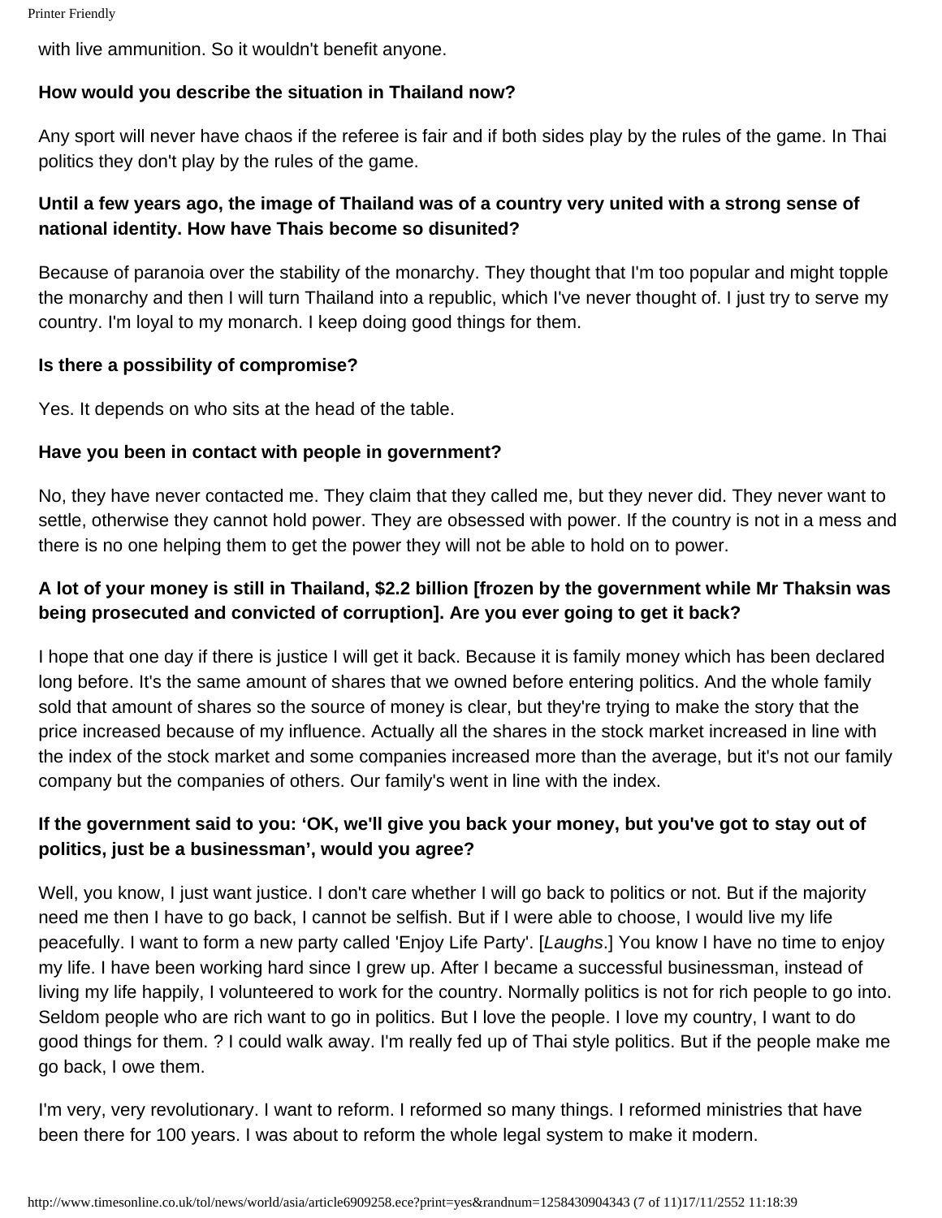with live ammunition. So it wouldn't benefit anyone.

**How would you describe the situation in Thailand now?**

Any sport will never have chaos if the referee is fair and if both sides play by the rules of the game. In Thai politics they don't play by the rules of the game.

**Until a few years ago, the image of Thailand was of a country very united with a strong sense of national identity. How have Thais become so disunited?**

Because of paranoia over the stability of the monarchy. They thought that I'm too popular and might topple the monarchy and then I will turn Thailand into a republic, which I've never thought of. I just try to serve my country. I'm loyal to my monarch. I keep doing good things for them.

**Is there a possibility of compromise?**

Yes. It depends on who sits at the head of the table.

**Have you been in contact with people in government?**

No, they have never contacted me. They claim that they called me, but they never did. They never want to settle, otherwise they cannot hold power. They are obsessed with power. If the country is not in a mess and there is no one helping them to get the power they will not be able to hold on to power.

**A lot of your money is still in Thailand, $2.2 billion [frozen by the government while Mr Thaksin was being prosecuted and convicted of corruption]. Are you ever going to get it back?**

I hope that one day if there is justice I will get it back. Because it is family money which has been declared long before. It's the same amount of shares that we owned before entering politics. And the whole family sold that amount of shares so the source of money is clear, but they're trying to make the story that the price increased because of my influence. Actually all the shares in the stock market increased in line with the index of the stock market and some companies increased more than the average, but it's not our family company but the companies of others. Our family's went in line with the index.

**If the government said to you: 'OK, we'll give you back your money, but you've got to stay out of politics, just be a businessman', would you agree?**

Well, you know, I just want justice. I don't care whether I will go back to politics or not. But if the majority need me then I have to go back, I cannot be selfish. But if I were able to choose, I would live my life peacefully. I want to form a new party called 'Enjoy Life Party'. [*Laughs*.] You know I have no time to enjoy my life. I have been working hard since I grew up. After I became a successful businessman, instead of living my life happily, I volunteered to work for the country. Normally politics is not for rich people to go into. Seldom people who are rich want to go in politics. But I love the people. I love my country, I want to do good things for them. ? I could walk away. I'm really fed up of Thai style politics. But if the people make me go back, I owe them.

I'm very, very revolutionary. I want to reform. I reformed so many things. I reformed ministries that have been there for 100 years. I was about to reform the whole legal system to make it modern.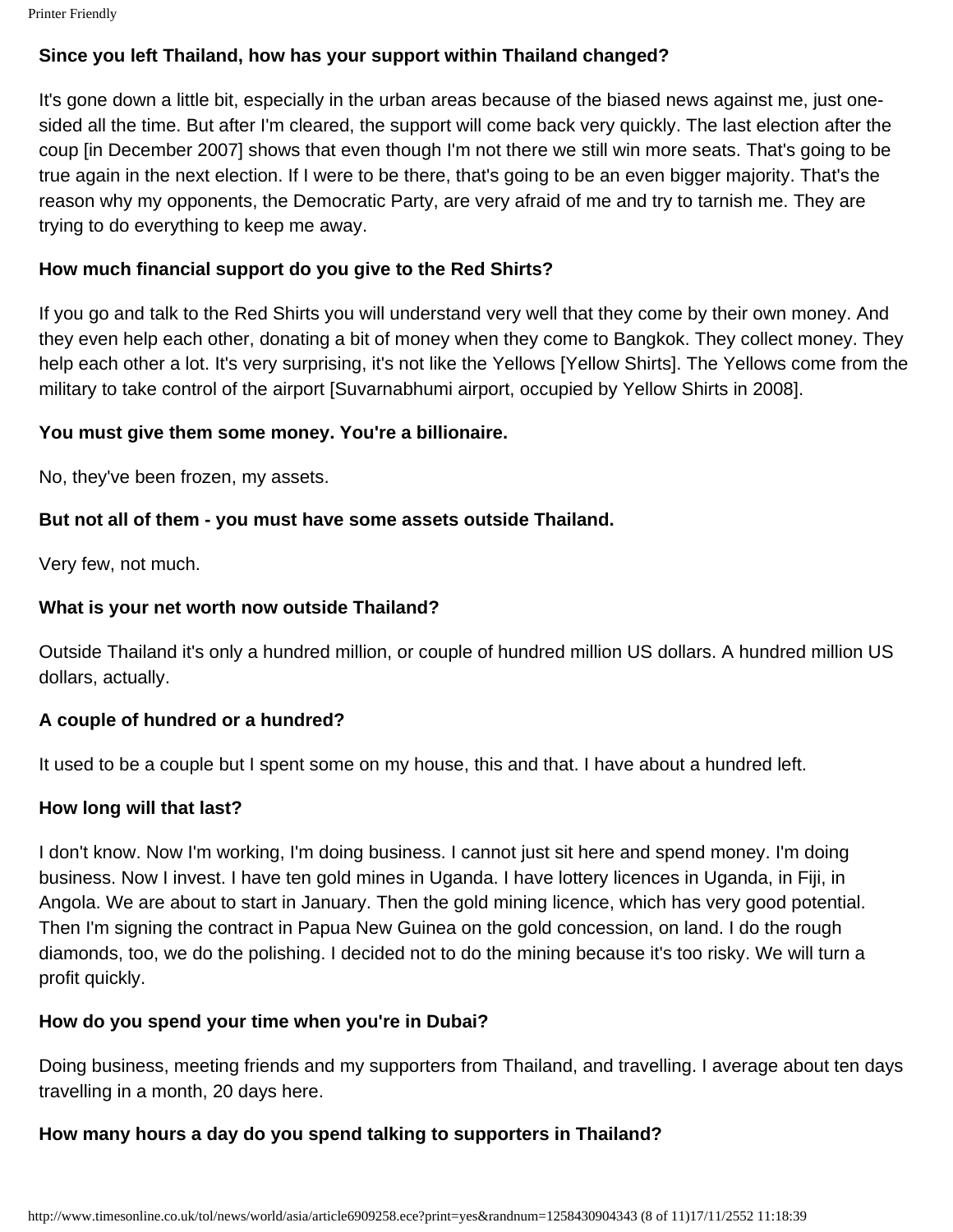**Since you left Thailand, how has your support within Thailand changed?**

It's gone down a little bit, especially in the urban areas because of the biased news against me, just one-sided all the time. But after I'm cleared, the support will come back very quickly. The last election after the coup [in December 2007] shows that even though I'm not there we still win more seats. That's going to be true again in the next election. If I were to be there, that's going to be an even bigger majority. That's the reason why my opponents, the Democratic Party, are very afraid of me and try to tarnish me. They are trying to do everything to keep me away.

**How much financial support do you give to the Red Shirts?**

If you go and talk to the Red Shirts you will understand very well that they come by their own money. And they even help each other, donating a bit of money when they come to Bangkok. They collect money. They help each other a lot. It's very surprising, it's not like the Yellows [Yellow Shirts]. The Yellows come from the military to take control of the airport [Suvarnabhumi airport, occupied by Yellow Shirts in 2008].

**You must give them some money. You're a billionaire.**

No, they've been frozen, my assets.

**But not all of them - you must have some assets outside Thailand.**

Very few, not much.

**What is your net worth now outside Thailand?**

Outside Thailand it's only a hundred million, or couple of hundred million US dollars. A hundred million US dollars, actually.

**A couple of hundred or a hundred?**

It used to be a couple but I spent some on my house, this and that. I have about a hundred left.

**How long will that last?**

I don't know. Now I'm working, I'm doing business. I cannot just sit here and spend money. I'm doing business. Now I invest. I have ten gold mines in Uganda. I have lottery licences in Uganda, in Fiji, in Angola. We are about to start in January. Then the gold mining licence, which has very good potential. Then I'm signing the contract in Papua New Guinea on the gold concession, on land. I do the rough diamonds, too, we do the polishing. I decided not to do the mining because it's too risky. We will turn a profit quickly.

**How do you spend your time when you're in Dubai?**

Doing business, meeting friends and my supporters from Thailand, and travelling. I average about ten days travelling in a month, 20 days here.

**How many hours a day do you spend talking to supporters in Thailand?**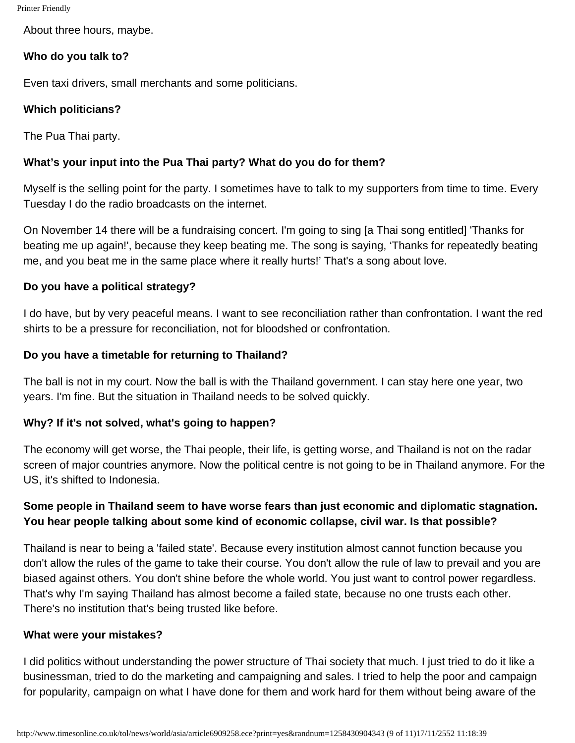About three hours, maybe.

**Who do you talk to?**

Even taxi drivers, small merchants and some politicians.

**Which politicians?**

The Pua Thai party.

**What's your input into the Pua Thai party? What do you do for them?**

Myself is the selling point for the party. I sometimes have to talk to my supporters from time to time. Every Tuesday I do the radio broadcasts on the internet.

On November 14 there will be a fundraising concert. I'm going to sing [a Thai song entitled] 'Thanks for beating me up again!', because they keep beating me. The song is saying, 'Thanks for repeatedly beating me, and you beat me in the same place where it really hurts!' That's a song about love.

**Do you have a political strategy?**

I do have, but by very peaceful means. I want to see reconciliation rather than confrontation. I want the red shirts to be a pressure for reconciliation, not for bloodshed or confrontation.

**Do you have a timetable for returning to Thailand?**

The ball is not in my court. Now the ball is with the Thailand government. I can stay here one year, two years. I'm fine. But the situation in Thailand needs to be solved quickly.

**Why? If it's not solved, what's going to happen?**

The economy will get worse, the Thai people, their life, is getting worse, and Thailand is not on the radar screen of major countries anymore. Now the political centre is not going to be in Thailand anymore. For the US, it's shifted to Indonesia.

**Some people in Thailand seem to have worse fears than just economic and diplomatic stagnation. You hear people talking about some kind of economic collapse, civil war. Is that possible?**

Thailand is near to being a 'failed state'. Because every institution almost cannot function because you don't allow the rules of the game to take their course. You don't allow the rule of law to prevail and you are biased against others. You don't shine before the whole world. You just want to control power regardless. That's why I'm saying Thailand has almost become a failed state, because no one trusts each other. There's no institution that's being trusted like before.

**What were your mistakes?**

I did politics without understanding the power structure of Thai society that much. I just tried to do it like a businessman, tried to do the marketing and campaigning and sales. I tried to help the poor and campaign for popularity, campaign on what I have done for them and work hard for them without being aware of the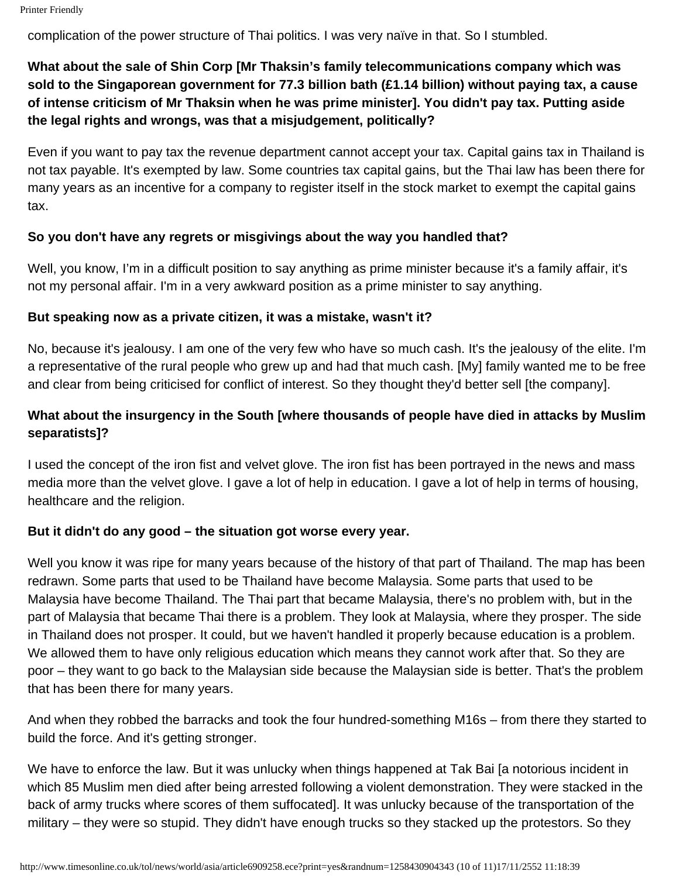complication of the power structure of Thai politics. I was very naïve in that. So I stumbled.

**What about the sale of Shin Corp [Mr Thaksin's family telecommunications company which was sold to the Singaporean government for 77.3 billion bath (£1.14 billion) without paying tax, a cause of intense criticism of Mr Thaksin when he was prime minister]. You didn't pay tax. Putting aside the legal rights and wrongs, was that a misjudgement, politically?**

Even if you want to pay tax the revenue department cannot accept your tax. Capital gains tax in Thailand is not tax payable. It's exempted by law. Some countries tax capital gains, but the Thai law has been there for many years as an incentive for a company to register itself in the stock market to exempt the capital gains tax.

**So you don't have any regrets or misgivings about the way you handled that?**

Well, you know, I'm in a difficult position to say anything as prime minister because it's a family affair, it's not my personal affair. I'm in a very awkward position as a prime minister to say anything.

**But speaking now as a private citizen, it was a mistake, wasn't it?**

No, because it's jealousy. I am one of the very few who have so much cash. It's the jealousy of the elite. I'm a representative of the rural people who grew up and had that much cash. [My] family wanted me to be free and clear from being criticised for conflict of interest. So they thought they'd better sell [the company].

**What about the insurgency in the South [where thousands of people have died in attacks by Muslim separatists]?**

I used the concept of the iron fist and velvet glove. The iron fist has been portrayed in the news and mass media more than the velvet glove. I gave a lot of help in education. I gave a lot of help in terms of housing, healthcare and the religion.

**But it didn't do any good – the situation got worse every year.**

Well you know it was ripe for many years because of the history of that part of Thailand. The map has been redrawn. Some parts that used to be Thailand have become Malaysia. Some parts that used to be Malaysia have become Thailand. The Thai part that became Malaysia, there's no problem with, but in the part of Malaysia that became Thai there is a problem. They look at Malaysia, where they prosper. The side in Thailand does not prosper. It could, but we haven't handled it properly because education is a problem. We allowed them to have only religious education which means they cannot work after that. So they are poor – they want to go back to the Malaysian side because the Malaysian side is better. That's the problem that has been there for many years.

And when they robbed the barracks and took the four hundred-something M16s – from there they started to build the force. And it's getting stronger.

We have to enforce the law. But it was unlucky when things happened at Tak Bai [a notorious incident in which 85 Muslim men died after being arrested following a violent demonstration. They were stacked in the back of army trucks where scores of them suffocated]. It was unlucky because of the transportation of the military – they were so stupid. They didn't have enough trucks so they stacked up the protestors. So they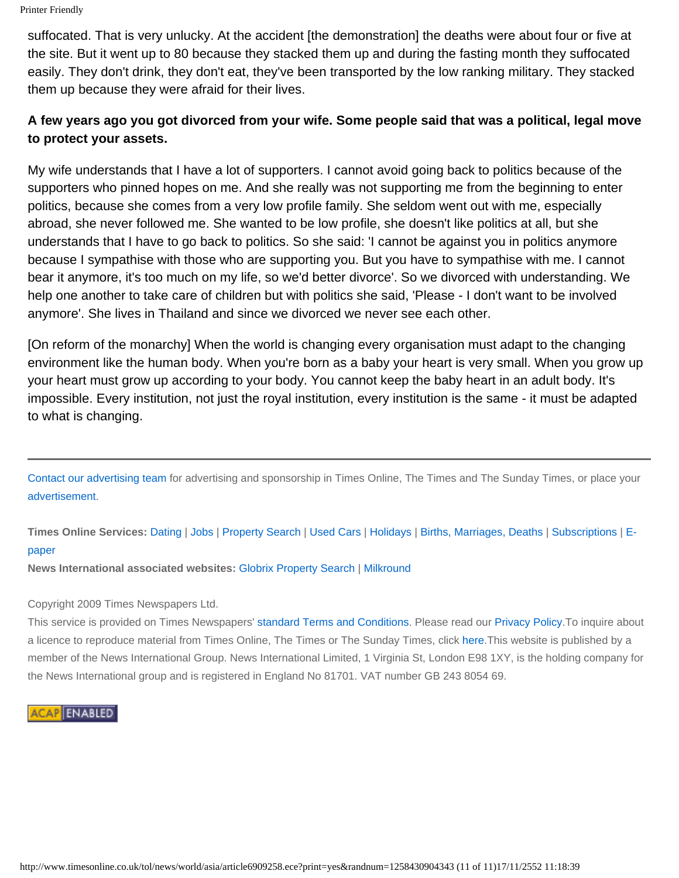suffocated. That is very unlucky. At the accident [the demonstration] the deaths were about four or five at the site. But it went up to 80 because they stacked them up and during the fasting month they suffocated easily. They don't drink, they don't eat, they've been transported by the low ranking military. They stacked them up because they were afraid for their lives.

**A few years ago you got divorced from your wife. Some people said that was a political, legal move to protect your assets.**

My wife understands that I have a lot of supporters. I cannot avoid going back to politics because of the supporters who pinned hopes on me. And she really was not supporting me from the beginning to enter politics, because she comes from a very low profile family. She seldom went out with me, especially abroad, she never followed me. She wanted to be low profile, she doesn't like politics at all, but she understands that I have to go back to politics. So she said: 'I cannot be against you in politics anymore because I sympathise with those who are supporting you. But you have to sympathise with me. I cannot bear it anymore, it's too much on my life, so we'd better divorce'. So we divorced with understanding. We help one another to take care of children but with politics she said, 'Please - I don't want to be involved anymore'. She lives in Thailand and since we divorced we never see each other.

[On reform of the monarchy] When the world is changing every organisation must adapt to the changing environment like the human body. When you're born as a baby your heart is very small. When you grow up your heart must grow up according to your body. You cannot keep the baby heart in an adult body. It's impossible. Every institution, not just the royal institution, every institution is the same - it must be adapted to what is changing.

---

Contact our advertising team for advertising and sponsorship in Times Online, The Times and The Sunday Times, or place your advertisement.

**Times Online Services:** Dating | Jobs | Property Search | Used Cars | Holidays | Births, Marriages, Deaths | Subscriptions | E-paper
**News International associated websites:** Globrix Property Search | Milkround

Copyright 2009 Times Newspapers Ltd.
This service is provided on Times Newspapers' standard Terms and Conditions. Please read our Privacy Policy.To inquire about a licence to reproduce material from Times Online, The Times or The Sunday Times, click here.This website is published by a member of the News International Group. News International Limited, 1 Virginia St, London E98 1XY, is the holding company for the News International group and is registered in England No 81701. VAT number GB 243 8054 69.

ACAP ENABLED